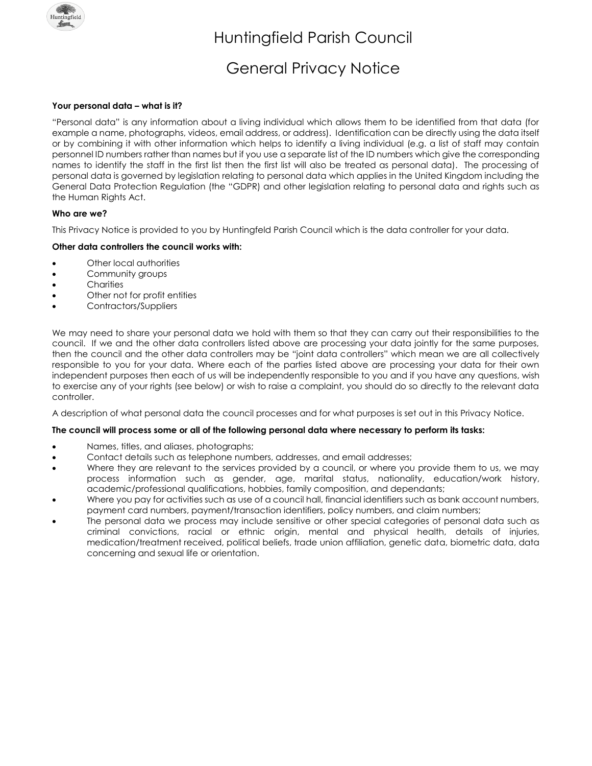# Huntingfield Parish Council

## General Privacy Notice

**Your personal data – what is it?**

"Personal data" is any information about a living individual which allows them to be identified from that data (for example a name, photographs, videos, email address, or address). Identification can be directly using the data itself or by combining it with other information which helps to identify a living individual (e.g. a list of staff may contain personnel ID numbers rather than names but if you use a separate list of the ID numbers which give the corresponding names to identify the staff in the first list then the first list will also be treated as personal data). The processing of personal data is governed by legislation relating to personal data which applies in the United Kingdom including the General Data Protection Regulation (the "GDPR) and other legislation relating to personal data and rights such as the Human Rights Act.

**Who are we?**

This Privacy Notice is provided to you by Huntingfeld Parish Council which is the data controller for your data.

**Other data controllers the council works with:**

- Other local authorities
- Community groups
- Charities
- Other not for profit entities
- Contractors/Suppliers

We may need to share your personal data we hold with them so that they can carry out their responsibilities to the council. If we and the other data controllers listed above are processing your data jointly for the same purposes, then the council and the other data controllers may be "joint data controllers" which mean we are all collectively responsible to you for your data. Where each of the parties listed above are processing your data for their own independent purposes then each of us will be independently responsible to you and if you have any questions, wish to exercise any of your rights (see below) or wish to raise a complaint, you should do so directly to the relevant data controller.

A description of what personal data the council processes and for what purposes is set out in this Privacy Notice.

**The council will process some or all of the following personal data where necessary to perform its tasks:**

- Names, titles, and aliases, photographs;
- Contact details such as telephone numbers, addresses, and email addresses;
- Where they are relevant to the services provided by a council, or where you provide them to us, we may process information such as gender, age, marital status, nationality, education/work history, academic/professional qualifications, hobbies, family composition, and dependants;
- Where you pay for activities such as use of a council hall, financial identifiers such as bank account numbers, payment card numbers, payment/transaction identifiers, policy numbers, and claim numbers;
- The personal data we process may include sensitive or other special categories of personal data such as criminal convictions, racial or ethnic origin, mental and physical health, details of injuries, medication/treatment received, political beliefs, trade union affiliation, genetic data, biometric data, data concerning and sexual life or orientation.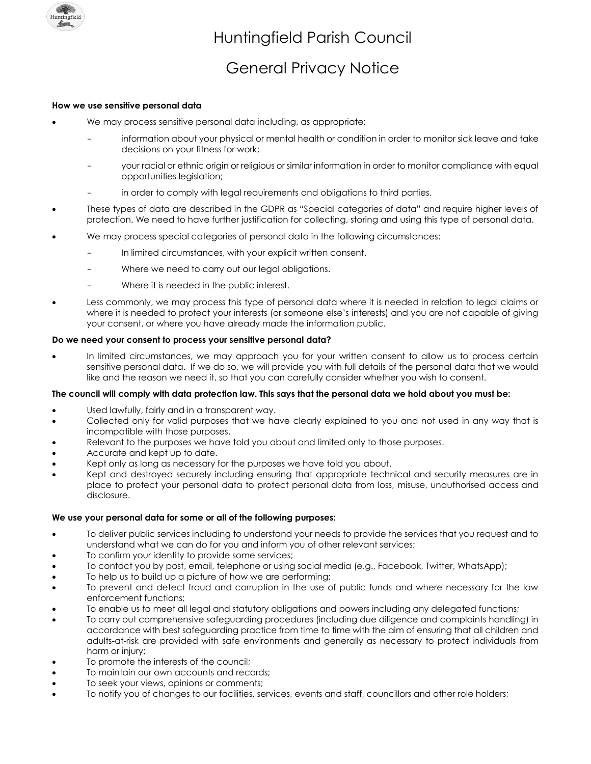# Huntingfield Parish Council

# General Privacy Notice

**How we use sensitive personal data**

- We may process sensitive personal data including, as appropriate:
  - information about your physical or mental health or condition in order to monitor sick leave and take decisions on your fitness for work;
  - your racial or ethnic origin or religious or similar information in order to monitor compliance with equal opportunities legislation;
  - in order to comply with legal requirements and obligations to third parties.
- These types of data are described in the GDPR as "Special categories of data" and require higher levels of protection. We need to have further justification for collecting, storing and using this type of personal data.
- We may process special categories of personal data in the following circumstances:
  - In limited circumstances, with your explicit written consent.
  - Where we need to carry out our legal obligations.
  - Where it is needed in the public interest.
- Less commonly, we may process this type of personal data where it is needed in relation to legal claims or where it is needed to protect your interests (or someone else's interests) and you are not capable of giving your consent, or where you have already made the information public.

**Do we need your consent to process your sensitive personal data?**

- In limited circumstances, we may approach you for your written consent to allow us to process certain sensitive personal data. If we do so, we will provide you with full details of the personal data that we would like and the reason we need it, so that you can carefully consider whether you wish to consent.

**The council will comply with data protection law. This says that the personal data we hold about you must be:**

- Used lawfully, fairly and in a transparent way.
- Collected only for valid purposes that we have clearly explained to you and not used in any way that is incompatible with those purposes.
- Relevant to the purposes we have told you about and limited only to those purposes.
- Accurate and kept up to date.
- Kept only as long as necessary for the purposes we have told you about.
- Kept and destroyed securely including ensuring that appropriate technical and security measures are in place to protect your personal data to protect personal data from loss, misuse, unauthorised access and disclosure.

**We use your personal data for some or all of the following purposes:**

- To deliver public services including to understand your needs to provide the services that you request and to understand what we can do for you and inform you of other relevant services;
- To confirm your identity to provide some services;
- To contact you by post, email, telephone or using social media (e.g., Facebook, Twitter, WhatsApp);
- To help us to build up a picture of how we are performing;
- To prevent and detect fraud and corruption in the use of public funds and where necessary for the law enforcement functions;
- To enable us to meet all legal and statutory obligations and powers including any delegated functions;
- To carry out comprehensive safeguarding procedures (including due diligence and complaints handling) in accordance with best safeguarding practice from time to time with the aim of ensuring that all children and adults-at-risk are provided with safe environments and generally as necessary to protect individuals from harm or injury;
- To promote the interests of the council;
- To maintain our own accounts and records;
- To seek your views, opinions or comments;
- To notify you of changes to our facilities, services, events and staff, councillors and other role holders;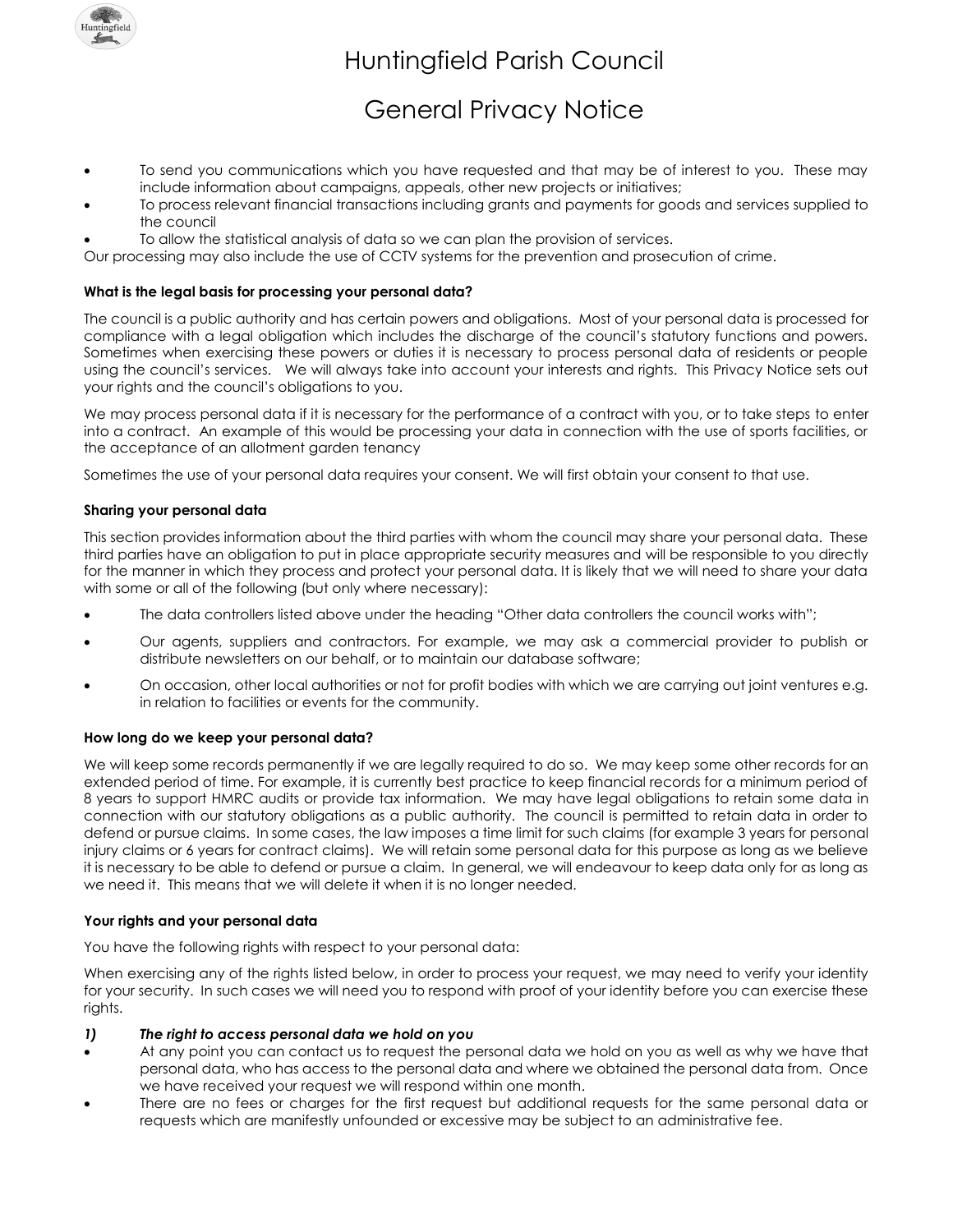# Huntingfield Parish Council

# General Privacy Notice

- To send you communications which you have requested and that may be of interest to you. These may include information about campaigns, appeals, other new projects or initiatives;
- To process relevant financial transactions including grants and payments for goods and services supplied to the council
- To allow the statistical analysis of data so we can plan the provision of services.

Our processing may also include the use of CCTV systems for the prevention and prosecution of crime.

**What is the legal basis for processing your personal data?**

The council is a public authority and has certain powers and obligations. Most of your personal data is processed for compliance with a legal obligation which includes the discharge of the council's statutory functions and powers. Sometimes when exercising these powers or duties it is necessary to process personal data of residents or people using the council's services. We will always take into account your interests and rights. This Privacy Notice sets out your rights and the council's obligations to you.

We may process personal data if it is necessary for the performance of a contract with you, or to take steps to enter into a contract. An example of this would be processing your data in connection with the use of sports facilities, or the acceptance of an allotment garden tenancy

Sometimes the use of your personal data requires your consent. We will first obtain your consent to that use.

**Sharing your personal data**

This section provides information about the third parties with whom the council may share your personal data. These third parties have an obligation to put in place appropriate security measures and will be responsible to you directly for the manner in which they process and protect your personal data. It is likely that we will need to share your data with some or all of the following (but only where necessary):

- The data controllers listed above under the heading "Other data controllers the council works with";
- Our agents, suppliers and contractors. For example, we may ask a commercial provider to publish or distribute newsletters on our behalf, or to maintain our database software;
- On occasion, other local authorities or not for profit bodies with which we are carrying out joint ventures e.g. in relation to facilities or events for the community.

**How long do we keep your personal data?**

We will keep some records permanently if we are legally required to do so. We may keep some other records for an extended period of time. For example, it is currently best practice to keep financial records for a minimum period of 8 years to support HMRC audits or provide tax information. We may have legal obligations to retain some data in connection with our statutory obligations as a public authority. The council is permitted to retain data in order to defend or pursue claims. In some cases, the law imposes a time limit for such claims (for example 3 years for personal injury claims or 6 years for contract claims). We will retain some personal data for this purpose as long as we believe it is necessary to be able to defend or pursue a claim. In general, we will endeavour to keep data only for as long as we need it. This means that we will delete it when it is no longer needed.

**Your rights and your personal data**

You have the following rights with respect to your personal data:

When exercising any of the rights listed below, in order to process your request, we may need to verify your identity for your security. In such cases we will need you to respond with proof of your identity before you can exercise these rights.

***1) The right to access personal data we hold on you***

- At any point you can contact us to request the personal data we hold on you as well as why we have that personal data, who has access to the personal data and where we obtained the personal data from. Once we have received your request we will respond within one month.
- There are no fees or charges for the first request but additional requests for the same personal data or requests which are manifestly unfounded or excessive may be subject to an administrative fee.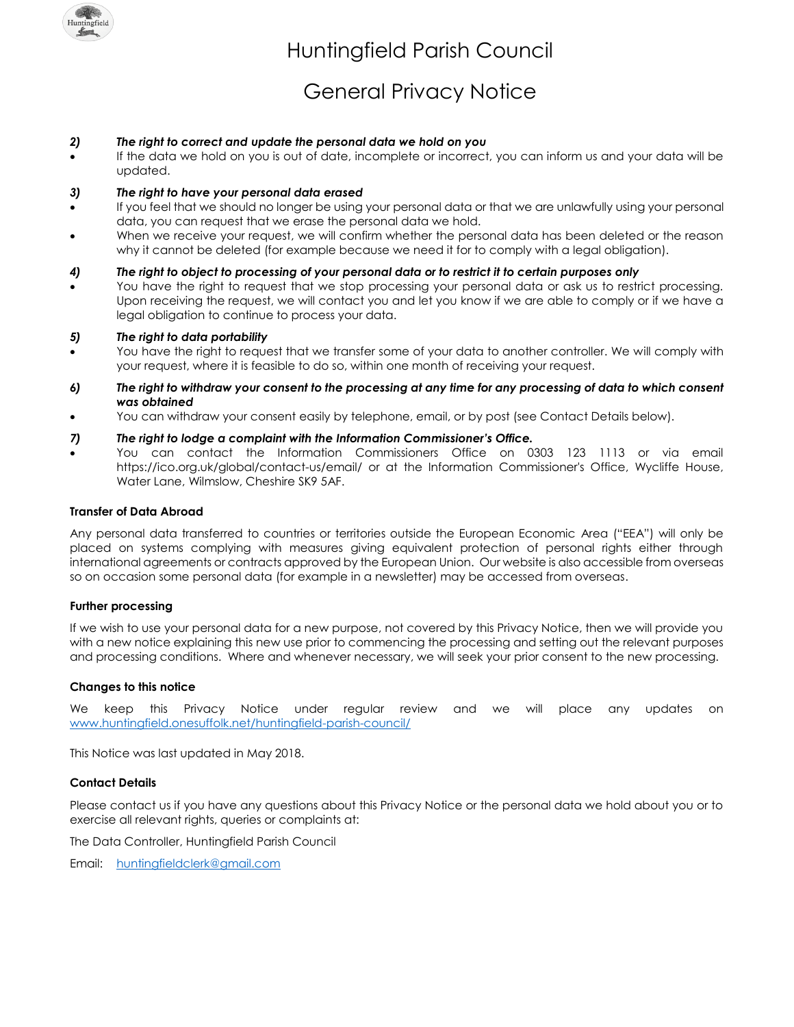# Huntingfield Parish Council

# General Privacy Notice

**_2) The right to correct and update the personal data we hold on you_**

- If the data we hold on you is out of date, incomplete or incorrect, you can inform us and your data will be updated.

**_3) The right to have your personal data erased_**

- If you feel that we should no longer be using your personal data or that we are unlawfully using your personal data, you can request that we erase the personal data we hold.
- When we receive your request, we will confirm whether the personal data has been deleted or the reason why it cannot be deleted (for example because we need it for to comply with a legal obligation).

**_4) The right to object to processing of your personal data or to restrict it to certain purposes only_**

- You have the right to request that we stop processing your personal data or ask us to restrict processing. Upon receiving the request, we will contact you and let you know if we are able to comply or if we have a legal obligation to continue to process your data.

**_5) The right to data portability_**

- You have the right to request that we transfer some of your data to another controller. We will comply with your request, where it is feasible to do so, within one month of receiving your request.

**_6) The right to withdraw your consent to the processing at any time for any processing of data to which consent was obtained_**

- You can withdraw your consent easily by telephone, email, or by post (see Contact Details below).

**_7) The right to lodge a complaint with the Information Commissioner's Office._**

- You can contact the Information Commissioners Office on 0303 123 1113 or via email https://ico.org.uk/global/contact-us/email/ or at the Information Commissioner's Office, Wycliffe House, Water Lane, Wilmslow, Cheshire SK9 5AF.

**Transfer of Data Abroad**

Any personal data transferred to countries or territories outside the European Economic Area ("EEA") will only be placed on systems complying with measures giving equivalent protection of personal rights either through international agreements or contracts approved by the European Union. Our website is also accessible from overseas so on occasion some personal data (for example in a newsletter) may be accessed from overseas.

**Further processing**

If we wish to use your personal data for a new purpose, not covered by this Privacy Notice, then we will provide you with a new notice explaining this new use prior to commencing the processing and setting out the relevant purposes and processing conditions. Where and whenever necessary, we will seek your prior consent to the new processing.

**Changes to this notice**

We keep this Privacy Notice under regular review and we will place any updates on [www.huntingfield.onesuffolk.net/huntingfield-parish-council/](http://www.huntingfield.onesuffolk.net/huntingfield-parish-council/)

This Notice was last updated in May 2018.

**Contact Details**

Please contact us if you have any questions about this Privacy Notice or the personal data we hold about you or to exercise all relevant rights, queries or complaints at:

The Data Controller, Huntingfield Parish Council

Email: [huntingfieldclerk@gmail.com](mailto:huntingfieldclerk@gmail.com)